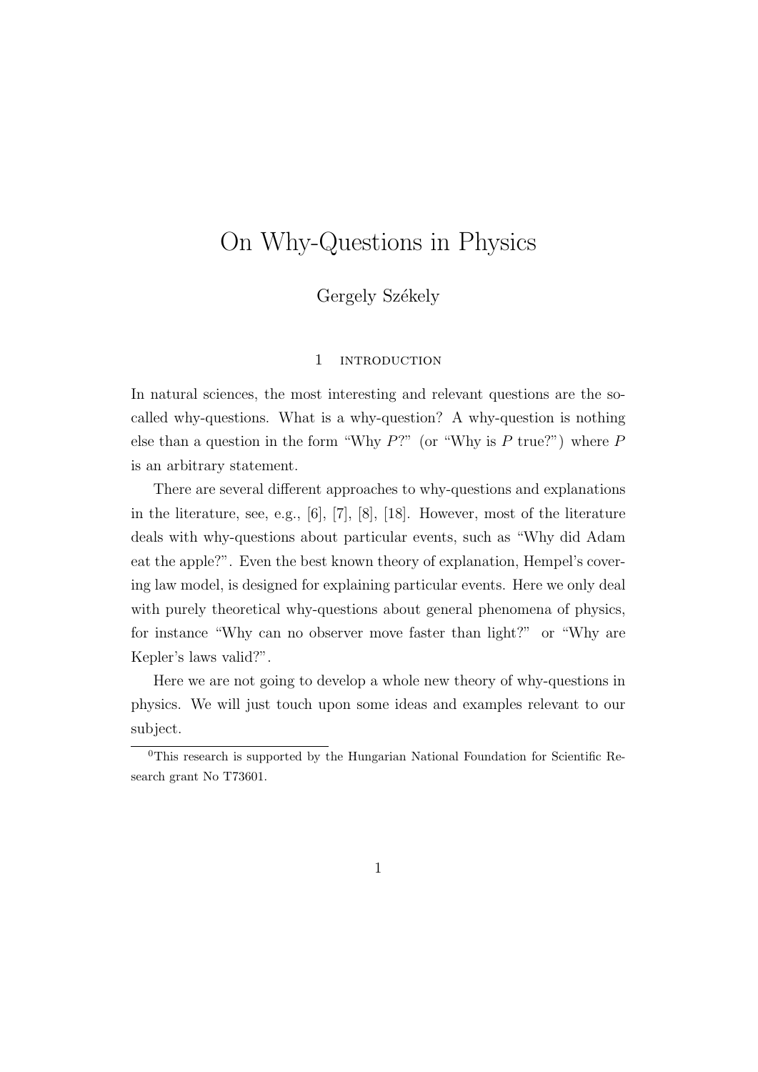# On Why-Questions in Physics

Gergely Székely

## 1 Introduction

In natural sciences, the most interesting and relevant questions are the so-called why-questions. What is a why-question? A why-question is nothing else than a question in the form "Why $P$?" (or "Why is $P$ true?") where $P$ is an arbitrary statement.

There are several different approaches to why-questions and explanations in the literature, see, e.g., [6], [7], [8], [18]. However, most of the literature deals with why-questions about particular events, such as "Why did Adam eat the apple?". Even the best known theory of explanation, Hempel's covering law model, is designed for explaining particular events. Here we only deal with purely theoretical why-questions about general phenomena of physics, for instance "Why can no observer move faster than light?" or "Why are Kepler's laws valid?".

Here we are not going to develop a whole new theory of why-questions in physics. We will just touch upon some ideas and examples relevant to our subject.

[0] This research is supported by the Hungarian National Foundation for Scientific Research grant No T73601.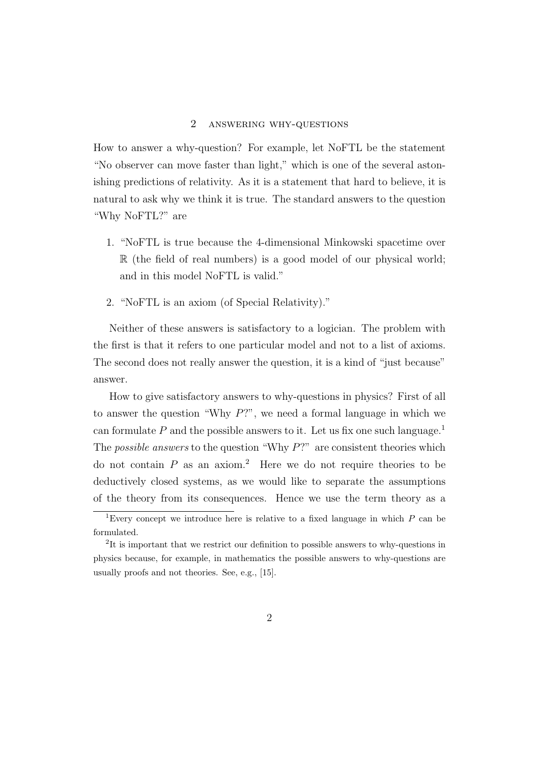## 2 Answering why-questions

How to answer a why-question? For example, let NoFTL be the statement "No observer can move faster than light," which is one of the several astonishing predictions of relativity. As it is a statement that hard to believe, it is natural to ask why we think it is true. The standard answers to the question "Why NoFTL?" are

1. "NoFTL is true because the 4-dimensional Minkowski spacetime over $\mathbb{R}$ (the field of real numbers) is a good model of our physical world; and in this model NoFTL is valid."
2. "NoFTL is an axiom (of Special Relativity)."

Neither of these answers is satisfactory to a logician. The problem with the first is that it refers to one particular model and not to a list of axioms. The second does not really answer the question, it is a kind of "just because" answer.

How to give satisfactory answers to why-questions in physics? First of all to answer the question "Why $P$?", we need a formal language in which we can formulate $P$ and the possible answers to it. Let us fix one such language.[1] The *possible answers* to the question "Why $P$?" are consistent theories which do not contain $P$ as an axiom.[2] Here we do not require theories to be deductively closed systems, as we would like to separate the assumptions of the theory from its consequences. Hence we use the term theory as a

[1] Every concept we introduce here is relative to a fixed language in which $P$ can be formulated.

[2] It is important that we restrict our definition to possible answers to why-questions in physics because, for example, in mathematics the possible answers to why-questions are usually proofs and not theories. See, e.g., [15].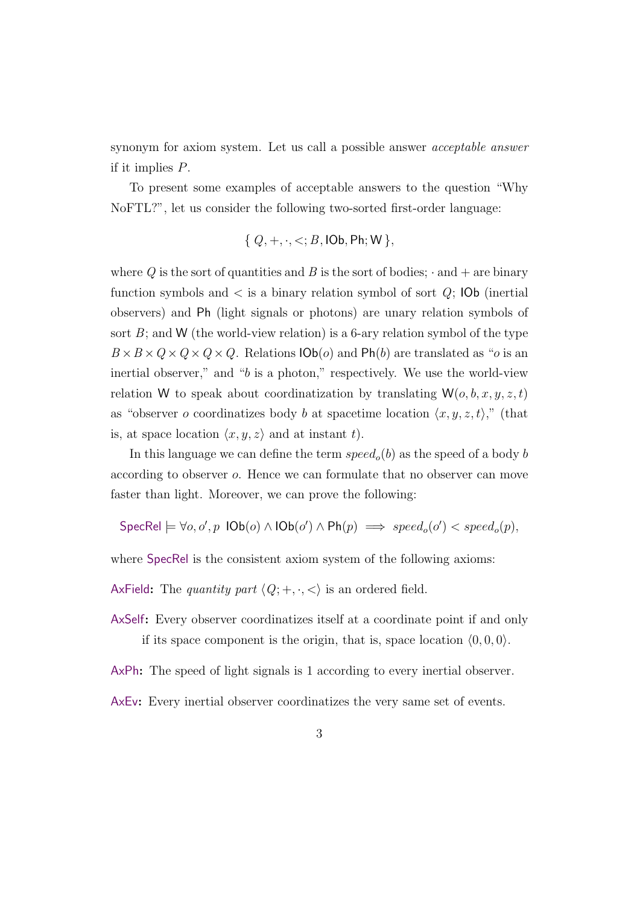synonym for axiom system. Let us call a possible answer *acceptable answer* if it implies $P$.

To present some examples of acceptable answers to the question "Why NoFTL?", let us consider the following two-sorted first-order language:

$$\{\, Q, +, \cdot, <; B, \mathsf{IOb}, \mathsf{Ph}; \mathsf{W}\,\},$$

where $Q$ is the sort of quantities and $B$ is the sort of bodies; $\cdot$ and $+$ are binary function symbols and $<$ is a binary relation symbol of sort $Q$; $\mathsf{IOb}$ (inertial observers) and $\mathsf{Ph}$ (light signals or photons) are unary relation symbols of sort $B$; and $\mathsf{W}$ (the world-view relation) is a 6-ary relation symbol of the type $B \times B \times Q \times Q \times Q \times Q$. Relations $\mathsf{IOb}(o)$ and $\mathsf{Ph}(b)$ are translated as "$o$ is an inertial observer," and "$b$ is a photon," respectively. We use the world-view relation $\mathsf{W}$ to speak about coordinatization by translating $\mathsf{W}(o, b, x, y, z, t)$ as "observer $o$ coordinatizes body $b$ at spacetime location $\langle x, y, z, t\rangle$," (that is, at space location $\langle x, y, z\rangle$ and at instant $t$).

In this language we can define the term $speed_o(b)$ as the speed of a body $b$ according to observer $o$. Hence we can formulate that no observer can move faster than light. Moreover, we can prove the following:

$$\mathsf{SpecRel} \models \forall o, o', p \;\; \mathsf{IOb}(o) \wedge \mathsf{IOb}(o') \wedge \mathsf{Ph}(p) \implies speed_o(o') < speed_o(p),$$

where SpecRel is the consistent axiom system of the following axioms:

**AxField:** The *quantity part* $\langle Q; +, \cdot, <\rangle$ is an ordered field.

**AxSelf:** Every observer coordinatizes itself at a coordinate point if and only if its space component is the origin, that is, space location $\langle 0, 0, 0\rangle$.

**AxPh:** The speed of light signals is 1 according to every inertial observer.

**AxEv:** Every inertial observer coordinatizes the very same set of events.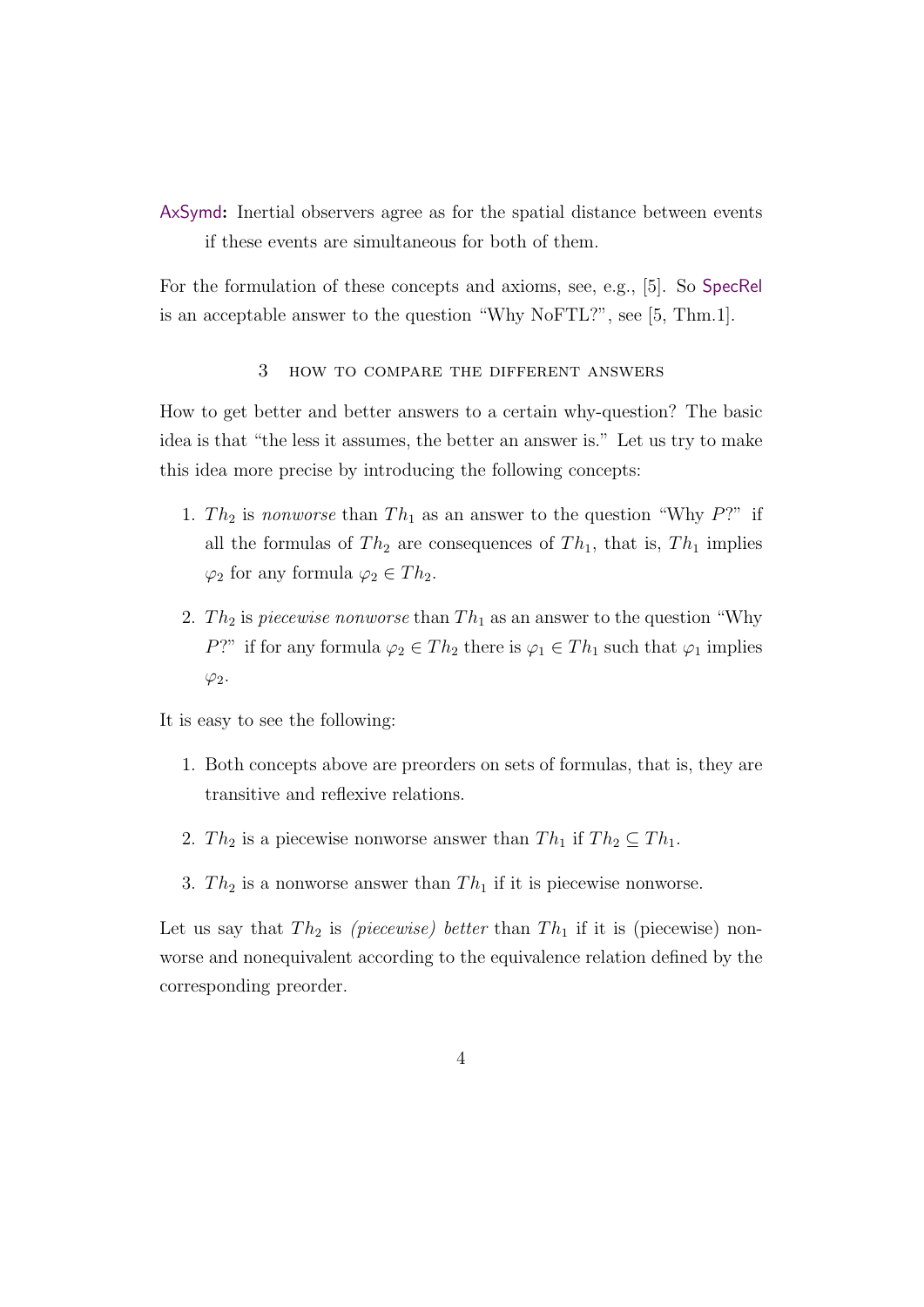AxSymd: Inertial observers agree as for the spatial distance between events if these events are simultaneous for both of them.

For the formulation of these concepts and axioms, see, e.g., [5]. So SpecRel is an acceptable answer to the question "Why NoFTL?", see [5, Thm.1].

## 3 How to compare the different answers

How to get better and better answers to a certain why-question? The basic idea is that "the less it assumes, the better an answer is." Let us try to make this idea more precise by introducing the following concepts:

1. $Th_2$ is *nonworse* than $Th_1$ as an answer to the question "Why $P$?" if all the formulas of $Th_2$ are consequences of $Th_1$, that is, $Th_1$ implies $\varphi_2$ for any formula $\varphi_2 \in Th_2$.
2. $Th_2$ is *piecewise nonworse* than $Th_1$ as an answer to the question "Why $P$?" if for any formula $\varphi_2 \in Th_2$ there is $\varphi_1 \in Th_1$ such that $\varphi_1$ implies $\varphi_2$.

It is easy to see the following:

1. Both concepts above are preorders on sets of formulas, that is, they are transitive and reflexive relations.
2. $Th_2$ is a piecewise nonworse answer than $Th_1$ if $Th_2 \subseteq Th_1$.
3. $Th_2$ is a nonworse answer than $Th_1$ if it is piecewise nonworse.

Let us say that $Th_2$ is *(piecewise) better* than $Th_1$ if it is (piecewise) nonworse and nonequivalent according to the equivalence relation defined by the corresponding preorder.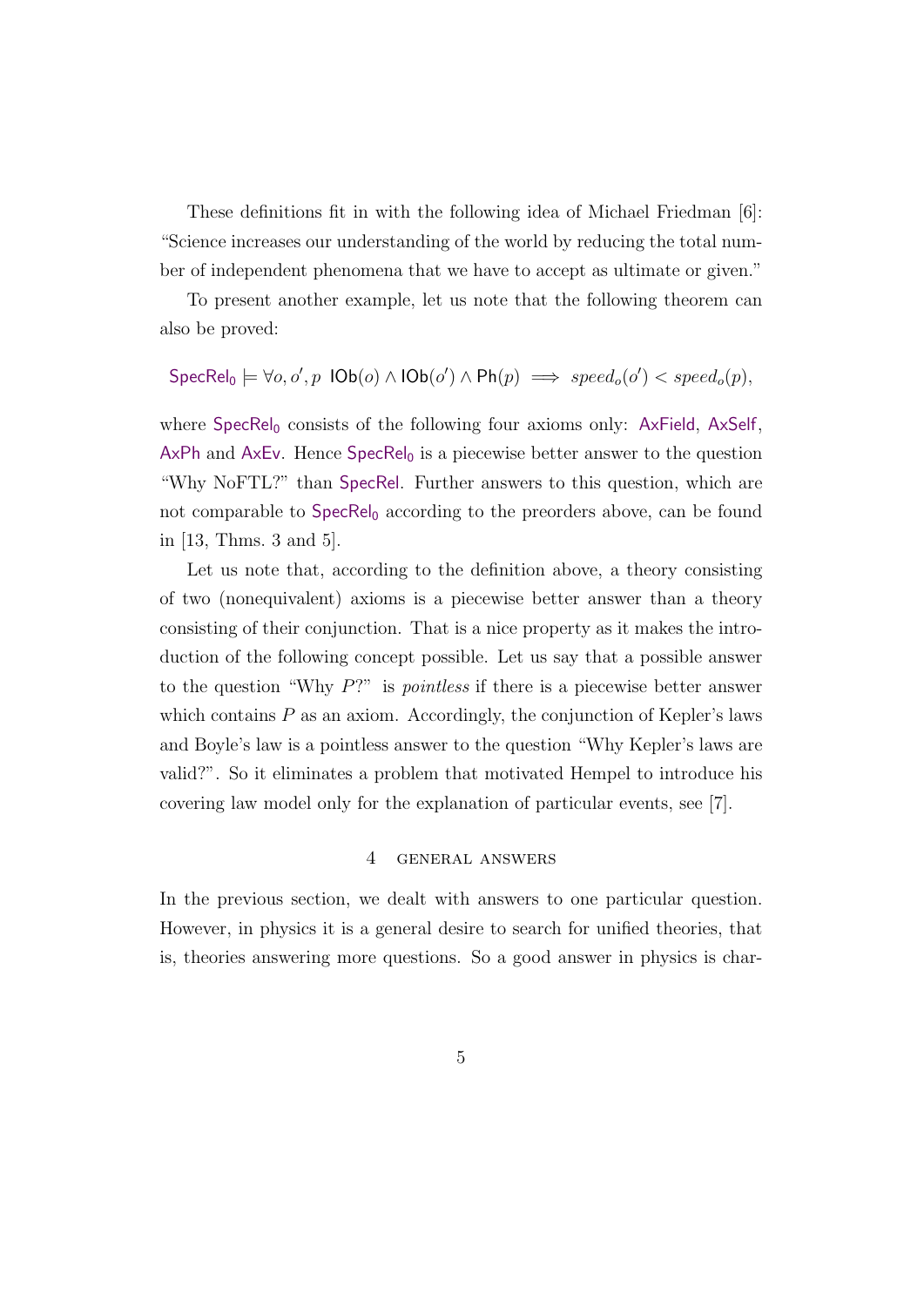These definitions fit in with the following idea of Michael Friedman [6]: "Science increases our understanding of the world by reducing the total number of independent phenomena that we have to accept as ultimate or given."

To present another example, let us note that the following theorem can also be proved:

$$\mathsf{SpecRel_0} \models \forall o, o', p \ \ \mathsf{IOb}(o) \wedge \mathsf{IOb}(o') \wedge \mathsf{Ph}(p) \implies speed_o(o') < speed_o(p),$$

where $\mathsf{SpecRel_0}$ consists of the following four axioms only: AxField, AxSelf, AxPh and AxEv. Hence $\mathsf{SpecRel_0}$ is a piecewise better answer to the question "Why NoFTL?" than SpecRel. Further answers to this question, which are not comparable to $\mathsf{SpecRel_0}$ according to the preorders above, can be found in [13, Thms. 3 and 5].

Let us note that, according to the definition above, a theory consisting of two (nonequivalent) axioms is a piecewise better answer than a theory consisting of their conjunction. That is a nice property as it makes the introduction of the following concept possible. Let us say that a possible answer to the question "Why $P$?" is *pointless* if there is a piecewise better answer which contains $P$ as an axiom. Accordingly, the conjunction of Kepler's laws and Boyle's law is a pointless answer to the question "Why Kepler's laws are valid?". So it eliminates a problem that motivated Hempel to introduce his covering law model only for the explanation of particular events, see [7].

## 4 General answers

In the previous section, we dealt with answers to one particular question. However, in physics it is a general desire to search for unified theories, that is, theories answering more questions. So a good answer in physics is char-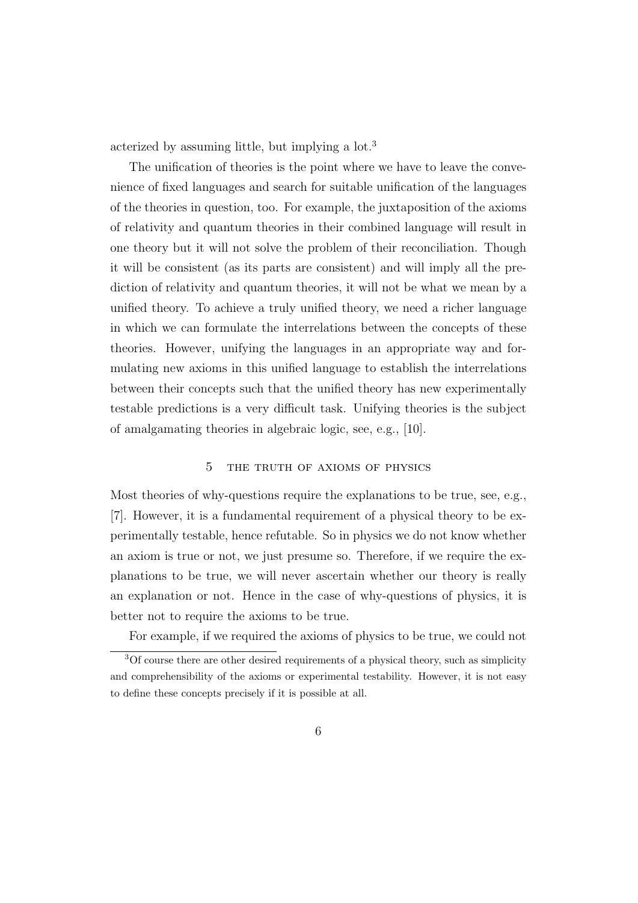acterized by assuming little, but implying a lot.[3]

The unification of theories is the point where we have to leave the convenience of fixed languages and search for suitable unification of the languages of the theories in question, too. For example, the juxtaposition of the axioms of relativity and quantum theories in their combined language will result in one theory but it will not solve the problem of their reconciliation. Though it will be consistent (as its parts are consistent) and will imply all the prediction of relativity and quantum theories, it will not be what we mean by a unified theory. To achieve a truly unified theory, we need a richer language in which we can formulate the interrelations between the concepts of these theories. However, unifying the languages in an appropriate way and formulating new axioms in this unified language to establish the interrelations between their concepts such that the unified theory has new experimentally testable predictions is a very difficult task. Unifying theories is the subject of amalgamating theories in algebraic logic, see, e.g., [10].

## 5 THE TRUTH OF AXIOMS OF PHYSICS

Most theories of why-questions require the explanations to be true, see, e.g., [7]. However, it is a fundamental requirement of a physical theory to be experimentally testable, hence refutable. So in physics we do not know whether an axiom is true or not, we just presume so. Therefore, if we require the explanations to be true, we will never ascertain whether our theory is really an explanation or not. Hence in the case of why-questions of physics, it is better not to require the axioms to be true.

For example, if we required the axioms of physics to be true, we could not

[3] Of course there are other desired requirements of a physical theory, such as simplicity and comprehensibility of the axioms or experimental testability. However, it is not easy to define these concepts precisely if it is possible at all.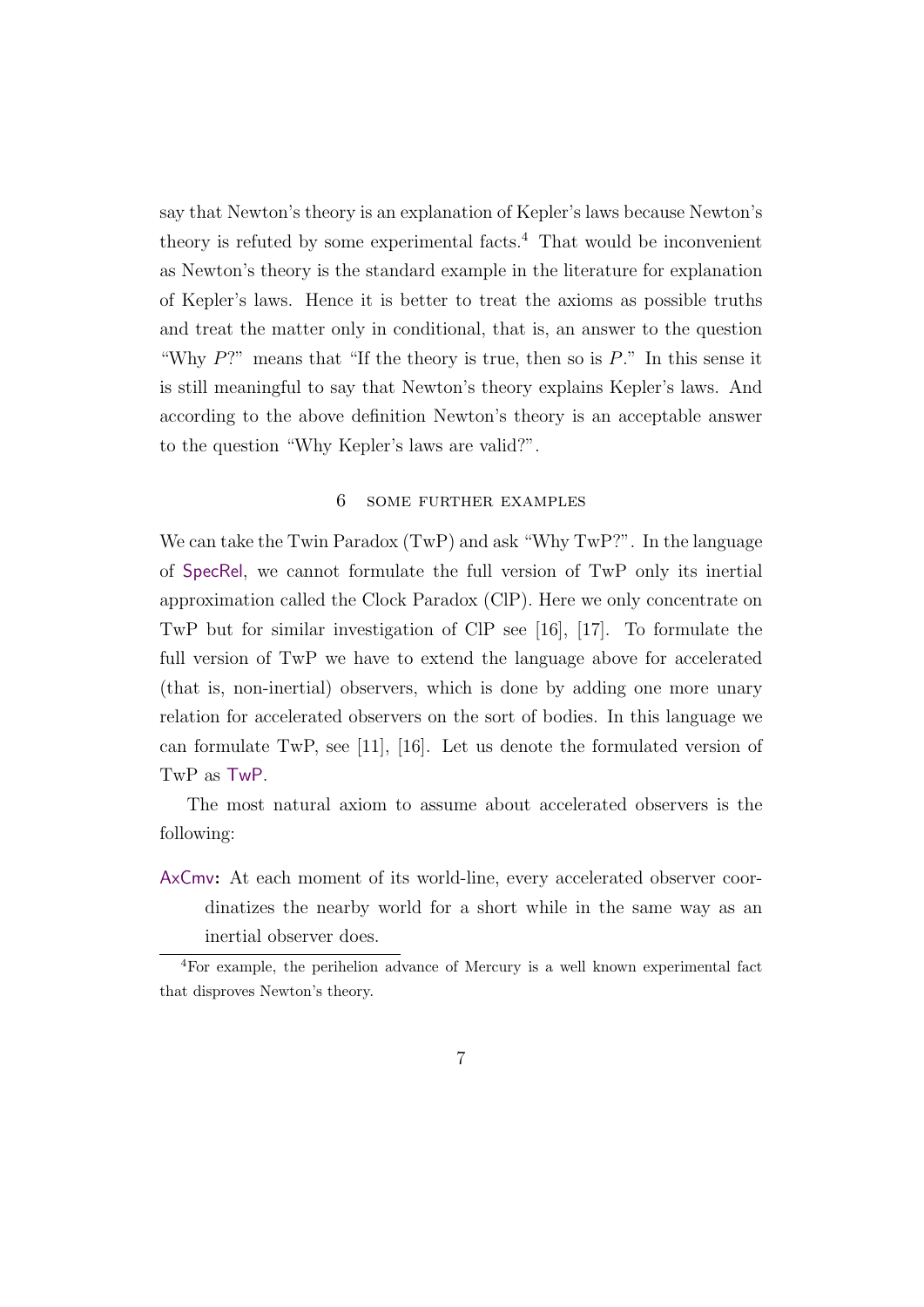say that Newton's theory is an explanation of Kepler's laws because Newton's theory is refuted by some experimental facts.[4] That would be inconvenient as Newton's theory is the standard example in the literature for explanation of Kepler's laws. Hence it is better to treat the axioms as possible truths and treat the matter only in conditional, that is, an answer to the question "Why $P$?" means that "If the theory is true, then so is $P$." In this sense it is still meaningful to say that Newton's theory explains Kepler's laws. And according to the above definition Newton's theory is an acceptable answer to the question "Why Kepler's laws are valid?".

## 6 Some further examples

We can take the Twin Paradox (TwP) and ask "Why TwP?". In the language of SpecRel, we cannot formulate the full version of TwP only its inertial approximation called the Clock Paradox (ClP). Here we only concentrate on TwP but for similar investigation of ClP see [16], [17]. To formulate the full version of TwP we have to extend the language above for accelerated (that is, non-inertial) observers, which is done by adding one more unary relation for accelerated observers on the sort of bodies. In this language we can formulate TwP, see [11], [16]. Let us denote the formulated version of TwP as TwP.

The most natural axiom to assume about accelerated observers is the following:

**AxCmv:** At each moment of its world-line, every accelerated observer coordinatizes the nearby world for a short while in the same way as an inertial observer does.

[4] For example, the perihelion advance of Mercury is a well known experimental fact that disproves Newton's theory.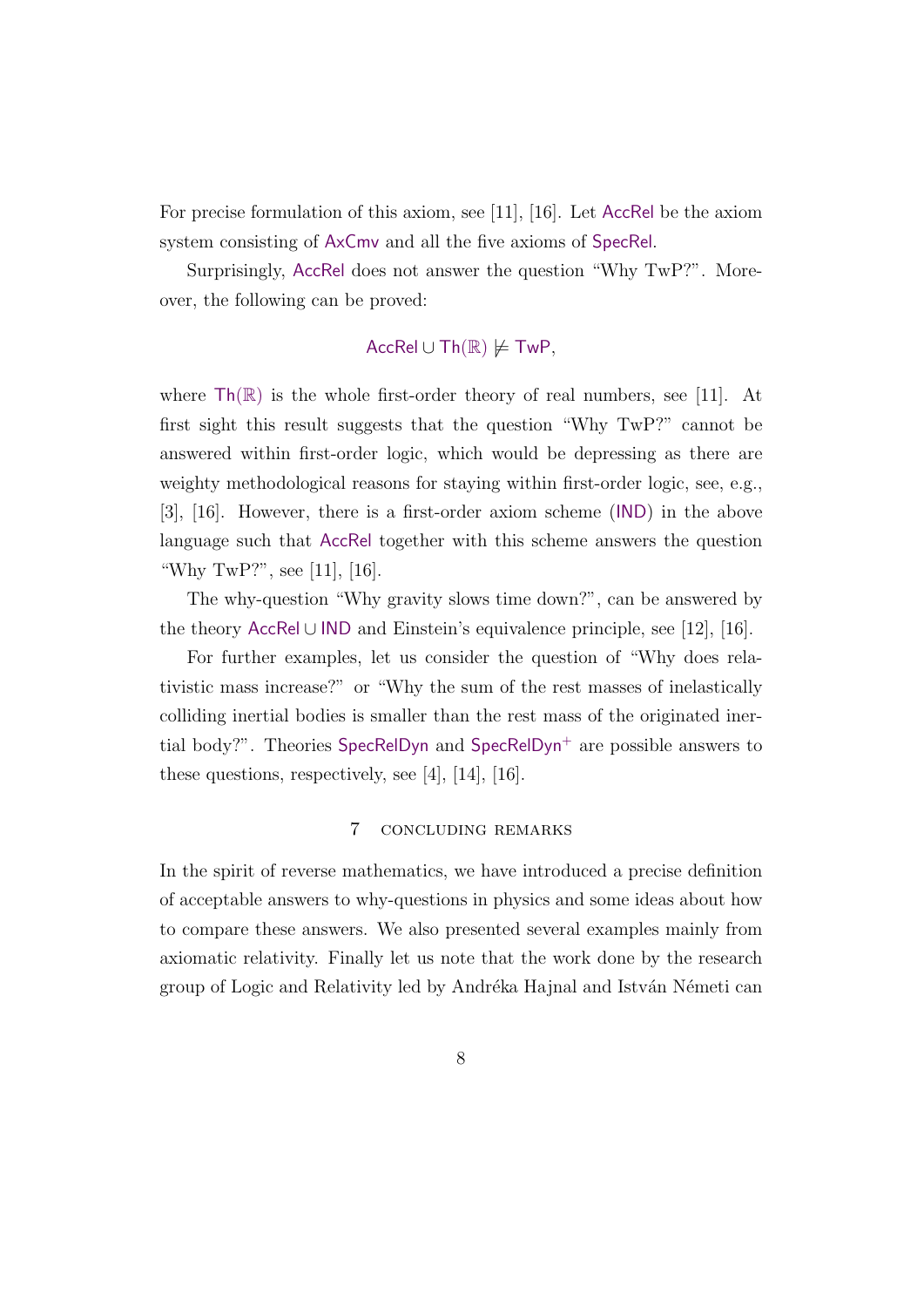For precise formulation of this axiom, see [11], [16]. Let AccRel be the axiom system consisting of AxCmv and all the five axioms of SpecRel.

Surprisingly, AccRel does not answer the question "Why TwP?". Moreover, the following can be proved:

$$\mathsf{AccRel} \cup \mathsf{Th}(\mathbb{R}) \not\models \mathsf{TwP},$$

where $\mathsf{Th}(\mathbb{R})$ is the whole first-order theory of real numbers, see [11]. At first sight this result suggests that the question "Why TwP?" cannot be answered within first-order logic, which would be depressing as there are weighty methodological reasons for staying within first-order logic, see, e.g., [3], [16]. However, there is a first-order axiom scheme (IND) in the above language such that AccRel together with this scheme answers the question "Why TwP?", see [11], [16].

The why-question "Why gravity slows time down?", can be answered by the theory $\mathsf{AccRel} \cup \mathsf{IND}$ and Einstein's equivalence principle, see [12], [16].

For further examples, let us consider the question of "Why does relativistic mass increase?" or "Why the sum of the rest masses of inelastically colliding inertial bodies is smaller than the rest mass of the originated inertial body?". Theories SpecRelDyn and $\mathsf{SpecRelDyn}^{+}$ are possible answers to these questions, respectively, see [4], [14], [16].

## 7 Concluding remarks

In the spirit of reverse mathematics, we have introduced a precise definition of acceptable answers to why-questions in physics and some ideas about how to compare these answers. We also presented several examples mainly from axiomatic relativity. Finally let us note that the work done by the research group of Logic and Relativity led by Andréka Hajnal and István Németi can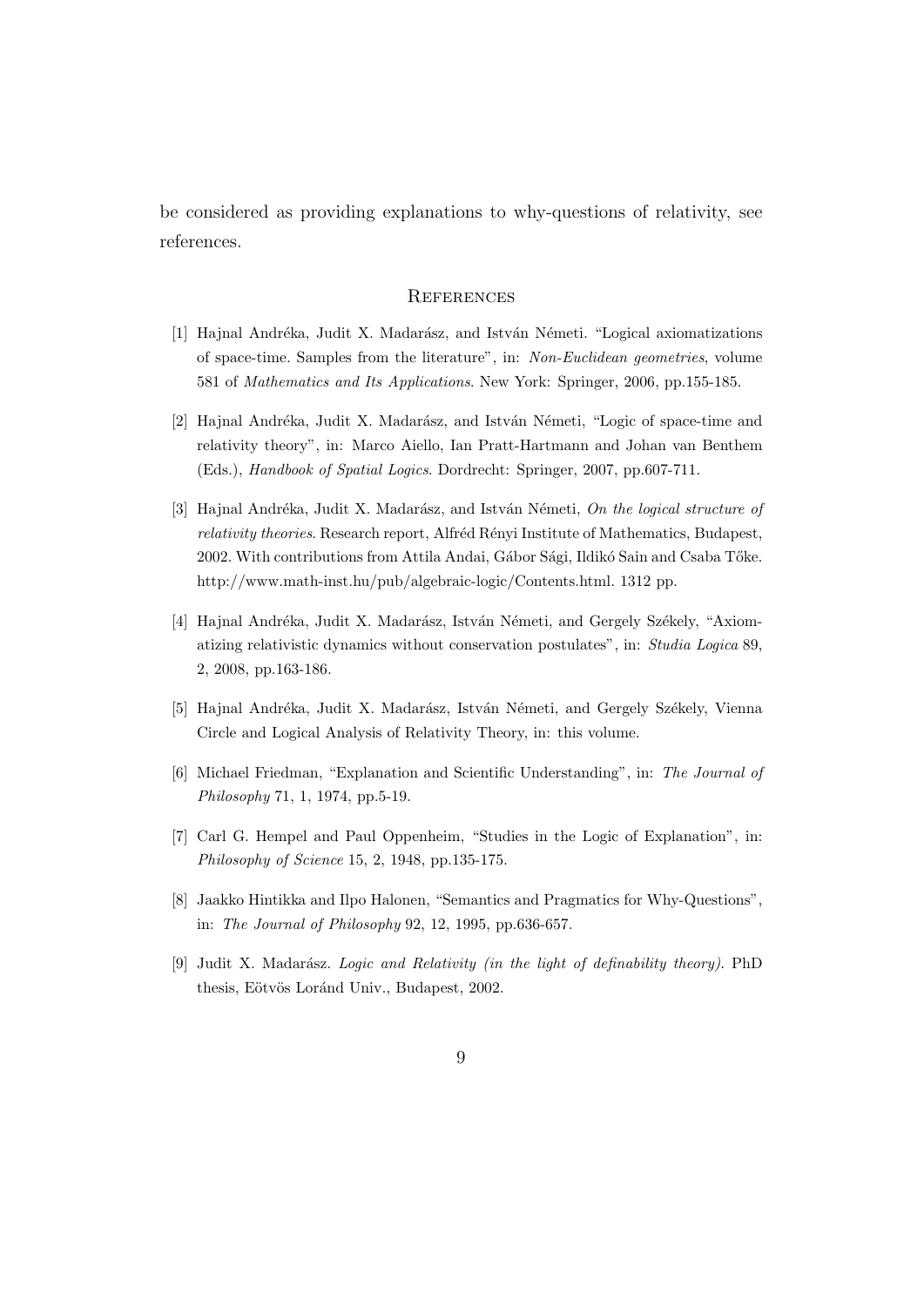be considered as providing explanations to why-questions of relativity, see references.

## References

[1] Hajnal Andréka, Judit X. Madarász, and István Németi. "Logical axiomatizations of space-time. Samples from the literature", in: *Non-Euclidean geometries*, volume 581 of *Mathematics and Its Applications*. New York: Springer, 2006, pp.155-185.

[2] Hajnal Andréka, Judit X. Madarász, and István Németi, "Logic of space-time and relativity theory", in: Marco Aiello, Ian Pratt-Hartmann and Johan van Benthem (Eds.), *Handbook of Spatial Logics*. Dordrecht: Springer, 2007, pp.607-711.

[3] Hajnal Andréka, Judit X. Madarász, and István Németi, *On the logical structure of relativity theories*. Research report, Alfréd Rényi Institute of Mathematics, Budapest, 2002. With contributions from Attila Andai, Gábor Sági, Ildikó Sain and Csaba Tőke. http://www.math-inst.hu/pub/algebraic-logic/Contents.html. 1312 pp.

[4] Hajnal Andréka, Judit X. Madarász, István Németi, and Gergely Székely, "Axiomatizing relativistic dynamics without conservation postulates", in: *Studia Logica* 89, 2, 2008, pp.163-186.

[5] Hajnal Andréka, Judit X. Madarász, István Németi, and Gergely Székely, Vienna Circle and Logical Analysis of Relativity Theory, in: this volume.

[6] Michael Friedman, "Explanation and Scientific Understanding", in: *The Journal of Philosophy* 71, 1, 1974, pp.5-19.

[7] Carl G. Hempel and Paul Oppenheim, "Studies in the Logic of Explanation", in: *Philosophy of Science* 15, 2, 1948, pp.135-175.

[8] Jaakko Hintikka and Ilpo Halonen, "Semantics and Pragmatics for Why-Questions", in: *The Journal of Philosophy* 92, 12, 1995, pp.636-657.

[9] Judit X. Madarász. *Logic and Relativity (in the light of definability theory)*. PhD thesis, Eötvös Loránd Univ., Budapest, 2002.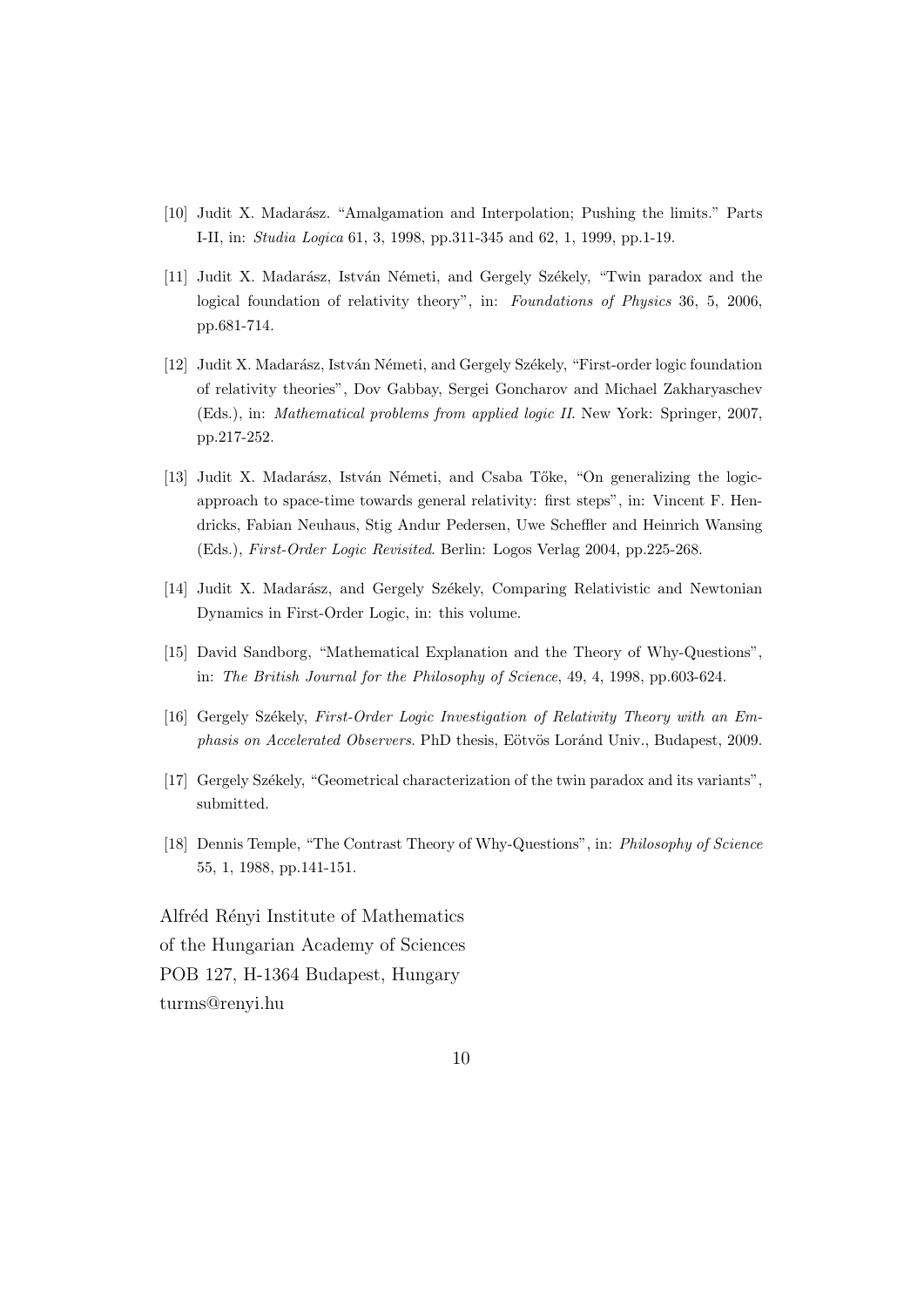[10] Judit X. Madarász. "Amalgamation and Interpolation; Pushing the limits." Parts I-II, in: *Studia Logica* 61, 3, 1998, pp.311-345 and 62, 1, 1999, pp.1-19.

[11] Judit X. Madarász, István Németi, and Gergely Székely, "Twin paradox and the logical foundation of relativity theory", in: *Foundations of Physics* 36, 5, 2006, pp.681-714.

[12] Judit X. Madarász, István Németi, and Gergely Székely, "First-order logic foundation of relativity theories", Dov Gabbay, Sergei Goncharov and Michael Zakharyaschev (Eds.), in: *Mathematical problems from applied logic II*. New York: Springer, 2007, pp.217-252.

[13] Judit X. Madarász, István Németi, and Csaba Tőke, "On generalizing the logic-approach to space-time towards general relativity: first steps", in: Vincent F. Hendricks, Fabian Neuhaus, Stig Andur Pedersen, Uwe Scheffler and Heinrich Wansing (Eds.), *First-Order Logic Revisited*. Berlin: Logos Verlag 2004, pp.225-268.

[14] Judit X. Madarász, and Gergely Székely, Comparing Relativistic and Newtonian Dynamics in First-Order Logic, in: this volume.

[15] David Sandborg, "Mathematical Explanation and the Theory of Why-Questions", in: *The British Journal for the Philosophy of Science*, 49, 4, 1998, pp.603-624.

[16] Gergely Székely, *First-Order Logic Investigation of Relativity Theory with an Emphasis on Accelerated Observers*. PhD thesis, Eötvös Loránd Univ., Budapest, 2009.

[17] Gergely Székely, "Geometrical characterization of the twin paradox and its variants", submitted.

[18] Dennis Temple, "The Contrast Theory of Why-Questions", in: *Philosophy of Science* 55, 1, 1988, pp.141-151.

Alfréd Rényi Institute of Mathematics
of the Hungarian Academy of Sciences
POB 127, H-1364 Budapest, Hungary
turms@renyi.hu